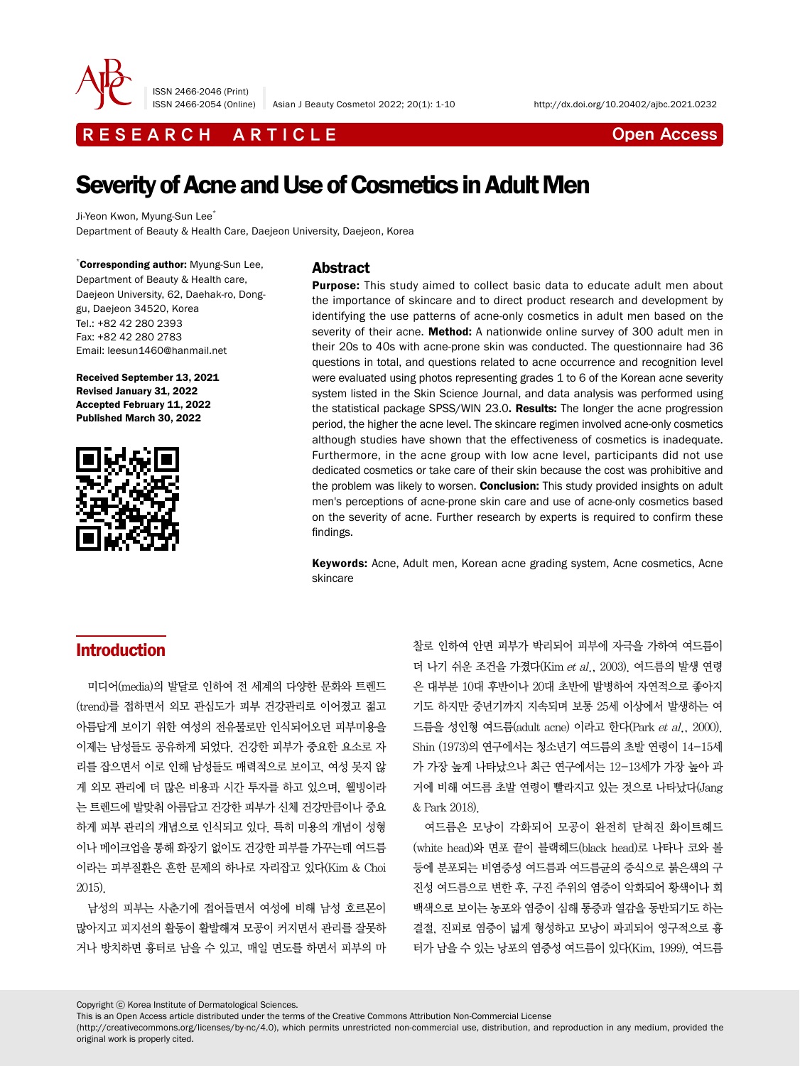RESEARCH ARTICLE — Open Access

# Severity of Acne and Use of Cosmetics in Adult Men

Ji-Yeon Kwon, Myung-Sun Lee*

Department of Beauty & Health Care, Daejeon University, Daejeon, Korea

*Corresponding author: Myung-Sun Lee, Department of Beauty & Health care, Daejeon University, 62, Daehak-ro, Dong-gu, Daejeon 34520, Korea
Tel.: +82 42 280 2393
Fax: +82 42 280 2783
Email: leesun1460@hanmail.net

**Received September 13, 2021**
**Revised January 31, 2022**
**Accepted February 11, 2022**
**Published March 30, 2022**

## Abstract

**Purpose:** This study aimed to collect basic data to educate adult men about the importance of skincare and to direct product research and development by identifying the use patterns of acne-only cosmetics in adult men based on the severity of their acne. **Method:** A nationwide online survey of 300 adult men in their 20s to 40s with acne-prone skin was conducted. The questionnaire had 36 questions in total, and questions related to acne occurrence and recognition level were evaluated using photos representing grades 1 to 6 of the Korean acne severity system listed in the Skin Science Journal, and data analysis was performed using the statistical package SPSS/WIN 23.0. **Results:** The longer the acne progression period, the higher the acne level. The skincare regimen involved acne-only cosmetics although studies have shown that the effectiveness of cosmetics is inadequate. Furthermore, in the acne group with low acne level, participants did not use dedicated cosmetics or take care of their skin because the cost was prohibitive and the problem was likely to worsen. **Conclusion:** This study provided insights on adult men's perceptions of acne-prone skin care and use of acne-only cosmetics based on the severity of acne. Further research by experts is required to confirm these findings.

**Keywords:** Acne, Adult men, Korean acne grading system, Acne cosmetics, Acne skincare

## Introduction

미디어(media)의 발달로 인하여 전 세계의 다양한 문화와 트렌드(trend)를 접하면서 외모 관심도가 피부 건강관리로 이어졌고 젊고 아름답게 보이기 위한 여성의 전유물로만 인식되어오던 피부미용을 이제는 남성들도 공유하게 되었다. 건강한 피부가 중요한 요소로 자리를 잡으면서 이로 인해 남성들도 매력적으로 보이고, 여성 못지 않게 외모 관리에 더 많은 비용과 시간 투자를 하고 있으며, 웰빙이라는 트렌드에 발맞춰 아름답고 건강한 피부가 신체 건강만큼이나 중요하게 피부 관리의 개념으로 인식되고 있다. 특히 미용의 개념이 성형이나 메이크업을 통해 화장기 없이도 건강한 피부를 가꾸는데 여드름이라는 피부질환은 흔한 문제의 하나로 자리잡고 있다(Kim & Choi 2015).

남성의 피부는 사춘기에 접어들면서 여성에 비해 남성 호르몬이 많아지고 피지선의 활동이 활발해져 모공이 커지면서 관리를 잘못하거나 방치하면 흉터로 남을 수 있고, 매일 면도를 하면서 피부의 마찰로 인하여 안면 피부가 박리되어 피부에 자극을 가하여 여드름이 더 나기 쉬운 조건을 가졌다(Kim *et al.*, 2003). 여드름의 발생 연령은 대부분 10대 후반이나 20대 초반에 발병하여 자연적으로 좋아지기도 하지만 중년기까지 지속되며 보통 25세 이상에서 발생하는 여드름을 성인형 여드름(adult acne) 이라고 한다(Park *et al.*, 2000). Shin (1973)의 연구에서는 청소년기 여드름의 초발 연령이 14–15세가 가장 높게 나타났으나 최근 연구에서는 12–13세가 가장 높아 과거에 비해 여드름 초발 연령이 빨라지고 있는 것으로 나타났다(Jang & Park 2018).

여드름은 모낭이 각화되어 모공이 완전히 닫혀진 화이트헤드(white head)와 면포 끝이 블랙헤드(black head)로 나타나 코와 볼 등에 분포되는 비염증성 여드름과 여드름균의 증식으로 붉은색의 구진성 여드름으로 변한 후, 구진 주위의 염증이 악화되어 황색이나 회백색으로 보이는 농포와 염증이 심해 통증과 열감을 동반되기도 하는 결절, 진피로 염증이 넓게 형성하고 모낭이 파괴되어 영구적으로 흉터가 남을 수 있는 낭포의 염증성 여드름이 있다(Kim, 1999). 여드름

Copyright ⓒ Korea Institute of Dermatological Sciences.
This is an Open Access article distributed under the terms of the Creative Commons Attribution Non-Commercial License (http://creativecommons.org/licenses/by-nc/4.0), which permits unrestricted non-commercial use, distribution, and reproduction in any medium, provided the original work is properly cited.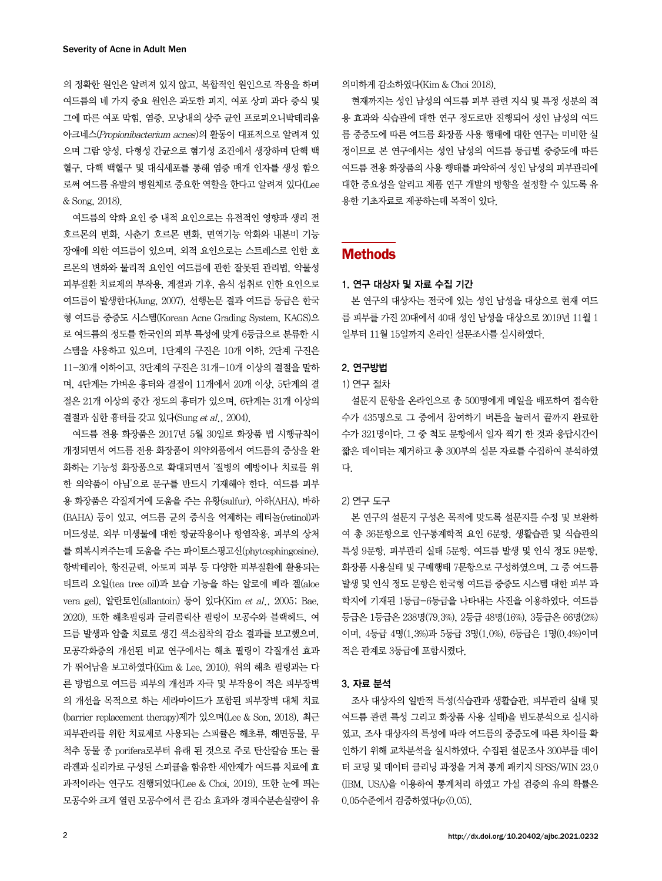의 정확한 원인은 알려져 있지 않고, 복합적인 원인으로 작용을 하며 여드름의 네 가지 중요 원인은 과도한 피지, 여포 상피 과다 증식 및 그에 따른 여포 막힘, 염증, 모낭내의 상주 균인 프로피오니박테리움 아크네스(*Propionibacterium acnes*)의 활동이 대표적으로 알려져 있으며 그람 양성, 다형성 간균으로 혐기성 조건에서 생장하며 단핵 백혈구, 다핵 백혈구 및 대식세포를 통해 염증 매개 인자를 생성 함으로써 여드름 유발의 병원체로 중요한 역할을 한다고 알려져 있다(Lee & Song, 2018).

여드름의 악화 요인 중 내적 요인으로는 유전적인 영향과 생리 전 호르몬의 변화, 사춘기 호르몬 변화, 면역기능 악화와 내분비 기능 장애에 의한 여드름이 있으며, 외적 요인으로는 스트레스로 인한 호르몬의 변화와 물리적 요인인 여드름에 관한 잘못된 관리법, 약물성 피부질환 치료제의 부작용, 계절과 기후, 음식 섭취로 인한 요인으로 여드름이 발생한다(Jung, 2007). 선행논문 결과 여드름 등급은 한국형 여드름 중증도 시스템(Korean Acne Grading System, KAGS)으로 여드름의 정도를 한국인의 피부 특성에 맞게 6등급으로 분류한 시스템을 사용하고 있으며, 1단계의 구진은 10개 이하, 2단계 구진은 11–30개 이하이고, 3단계의 구진은 31개–10개 이상의 결절을 말하며, 4단계는 가벼운 흉터와 결절이 11개에서 20개 이상, 5단계의 결절은 21개 이상의 중간 정도의 흉터가 있으며, 6단계는 31개 이상의 결절과 심한 흉터를 갖고 있다(Sung *et al.*, 2004).

여드름 전용 화장품은 2017년 5월 30일로 화장품 법 시행규칙이 개정되면서 여드름 전용 화장품이 의약외품에서 여드름의 증상을 완화하는 기능성 화장품으로 확대되면서 '질병의 예방이나 치료를 위한 의약품이 아님'으로 문구를 반드시 기재해야 한다. 여드름 피부용 화장품은 각질제거에 도움을 주는 유황(sulfur), 아하(AHA), 바하(BAHA) 등이 있고, 여드름 균의 증식을 억제하는 레티놀(retinol)과 머드성분, 외부 미생물에 대한 항균작용이나 항염작용, 피부의 상처를 회복시켜주는데 도움을 주는 파이토스핑고신(phytosphingosine), 항박테리아, 항진균력, 아토피 피부 등 다양한 피부질환에 활용되는 티트리 오일(tea tree oil)과 보습 기능을 하는 알로에 베라 겔(aloe vera gel), 알란토인(allantoin) 등이 있다(Kim *et al.*, 2005; Bae, 2020). 또한 해초필링과 글리콜릭산 필링이 모공수와 블랙헤드, 여드름 발생과 압출 치료로 생긴 색소침착의 감소 결과를 보고했으며, 모공각화증의 개선된 비교 연구에서는 해초 필링이 각질개선 효과가 뛰어남을 보고하였다(Kim & Lee, 2010). 위의 해초 필링과는 다른 방법으로 여드름 피부의 개선과 자극 및 부작용이 적은 피부장벽의 개선을 목적으로 하는 세라마이드가 포함된 피부장벽 대체 치료(barrier replacement therapy)제가 있으며(Lee & Son, 2018), 최근 피부관리를 위한 치료제로 사용되는 스피큘은 해초류, 해면동물, 무척추 동물 중 porifera로부터 유래 된 것으로 주로 탄산칼슘 또는 콜라겐과 실리카로 구성된 스피큘을 함유한 세안제가 여드름 치료에 효과적이라는 연구도 진행되었다(Lee & Choi, 2019). 또한 눈에 띄는 모공수와 크게 열린 모공수에서 큰 감소 효과와 경피수분손실량이 유의미하게 감소하였다(Kim & Choi 2018).

현재까지는 성인 남성의 여드름 피부 관련 지식 및 특정 성분의 적용 효과와 식습관에 대한 연구 정도로만 진행되어 성인 남성의 여드름 중증도에 따른 여드름 화장품 사용 행태에 대한 연구는 미비한 실정이므로 본 연구에서는 성인 남성의 여드름 등급별 중증도에 따른 여드름 전용 화장품의 사용 행태를 파악하여 성인 남성의 피부관리에 대한 중요성을 알리고 제품 연구 개발의 방향을 설정할 수 있도록 유용한 기초자료로 제공하는데 목적이 있다.

## Methods

### 1. 연구 대상자 및 자료 수집 기간

본 연구의 대상자는 전국에 있는 성인 남성을 대상으로 현재 여드름 피부를 가진 20대에서 40대 성인 남성을 대상으로 2019년 11월 1일부터 11월 15일까지 온라인 설문조사를 실시하였다.

### 2. 연구방법

#### 1) 연구 절차

설문지 문항을 온라인으로 총 500명에게 메일을 배포하여 접속한 수가 435명으로 그 중에서 참여하기 버튼을 눌러서 끝까지 완료한 수가 321명이다. 그 중 척도 문항에서 일자 찍기 한 것과 응답시간이 짧은 데이터는 제거하고 총 300부의 설문 자료를 수집하여 분석하였다.

#### 2) 연구 도구

본 연구의 설문지 구성은 목적에 맞도록 설문지를 수정 및 보완하여 총 36문항으로 인구통계학적 요인 6문항, 생활습관 및 식습관의 특성 9문항, 피부관리 실태 5문항, 여드름 발생 및 인식 정도 9문항, 화장품 사용실태 및 구매행태 7문항으로 구성하였으며, 그 중 여드름 발생 및 인식 정도 문항은 한국형 여드름 중증도 시스템 대한 피부 과학지에 기재된 1등급–6등급을 나타내는 사진을 이용하였다. 여드름 등급은 1등급은 238명(79.3%), 2등급 48명(16%), 3등급은 66명(2%)이며, 4등급 4명(1.3%)과 5등급 3명(1.0%), 6등급은 1명(0.4%)이며 적은 관계로 3등급에 포함시켰다.

### 3. 자료 분석

조사 대상자의 일반적 특성(식습관과 생활습관, 피부관리 실태 및 여드름 관련 특성 그리고 화장품 사용 실태)을 빈도분석으로 실시하였고, 조사 대상자의 특성에 따라 여드름의 중증도에 따른 차이를 확인하기 위해 교차분석을 실시하였다. 수집된 설문조사 300부를 데이터 코딩 및 데이터 클리닝 과정을 거쳐 통계 패키지 SPSS/WIN 23.0 (IBM, USA)을 이용하여 통계처리 하였고 가설 검증의 유의 확률은 0.05수준에서 검증하였다($p<0.05$).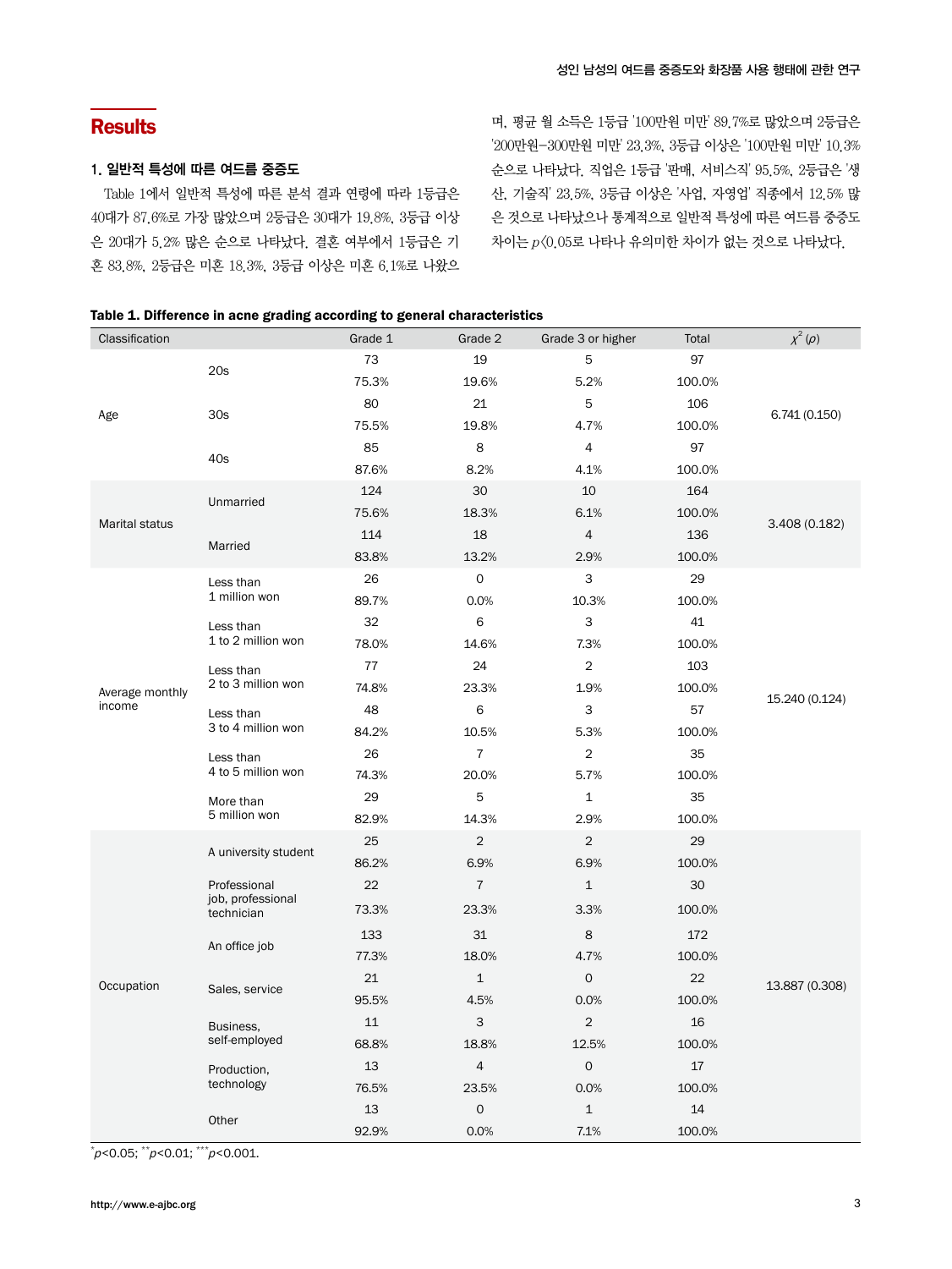## Results

### 1. 일반적 특성에 따른 여드름 중증도

Table 1에서 일반적 특성에 따른 분석 결과 연령에 따라 1등급은 40대가 87.6%로 가장 많았으며 2등급은 30대가 19.8%, 3등급 이상은 20대가 5.2% 많은 순으로 나타났다. 결혼 여부에서 1등급은 기혼 83.8%, 2등급은 미혼 18.3%, 3등급 이상은 미혼 6.1%로 나왔으며, 평균 월 소득은 1등급 '100만원 미만' 89.7%로 많았으며 2등급은 '200만원–300만원 미만' 23.3%, 3등급 이상은 '100만원 미만' 10.3% 순으로 나타났다. 직업은 1등급 '판매, 서비스직' 95.5%, 2등급은 '생산, 기술직' 23.5%, 3등급 이상은 '사업, 자영업' 직종에서 12.5% 많은 것으로 나타났으나 통계적으로 일반적 특성에 따른 여드름 중증도 차이는 $p$<0.05로 나타나 유의미한 차이가 없는 것으로 나타났다.

**Table 1. Difference in acne grading according to general characteristics**

| Classification | | Grade 1 | Grade 2 | Grade 3 or higher | Total | $\chi^2$ ($p$) |
|---|---|---|---|---|---|---|
| Age | 20s | 73 | 19 | 5 | 97 | 6.741 (0.150) |
| | | 75.3% | 19.6% | 5.2% | 100.0% | |
| | 30s | 80 | 21 | 5 | 106 | |
| | | 75.5% | 19.8% | 4.7% | 100.0% | |
| | 40s | 85 | 8 | 4 | 97 | |
| | | 87.6% | 8.2% | 4.1% | 100.0% | |
| Marital status | Unmarried | 124 | 30 | 10 | 164 | 3.408 (0.182) |
| | | 75.6% | 18.3% | 6.1% | 100.0% | |
| | Married | 114 | 18 | 4 | 136 | |
| | | 83.8% | 13.2% | 2.9% | 100.0% | |
| Average monthly income | Less than 1 million won | 26 | 0 | 3 | 29 | 15.240 (0.124) |
| | | 89.7% | 0.0% | 10.3% | 100.0% | |
| | Less than 1 to 2 million won | 32 | 6 | 3 | 41 | |
| | | 78.0% | 14.6% | 7.3% | 100.0% | |
| | Less than 2 to 3 million won | 77 | 24 | 2 | 103 | |
| | | 74.8% | 23.3% | 1.9% | 100.0% | |
| | Less than 3 to 4 million won | 48 | 6 | 3 | 57 | |
| | | 84.2% | 10.5% | 5.3% | 100.0% | |
| | Less than 4 to 5 million won | 26 | 7 | 2 | 35 | |
| | | 74.3% | 20.0% | 5.7% | 100.0% | |
| | More than 5 million won | 29 | 5 | 1 | 35 | |
| | | 82.9% | 14.3% | 2.9% | 100.0% | |
| Occupation | A university student | 25 | 2 | 2 | 29 | 13.887 (0.308) |
| | | 86.2% | 6.9% | 6.9% | 100.0% | |
| | Professional job, professional technician | 22 | 7 | 1 | 30 | |
| | | 73.3% | 23.3% | 3.3% | 100.0% | |
| | An office job | 133 | 31 | 8 | 172 | |
| | | 77.3% | 18.0% | 4.7% | 100.0% | |
| | Sales, service | 21 | 1 | 0 | 22 | |
| | | 95.5% | 4.5% | 0.0% | 100.0% | |
| | Business, self-employed | 11 | 3 | 2 | 16 | |
| | | 68.8% | 18.8% | 12.5% | 100.0% | |
| | Production, technology | 13 | 4 | 0 | 17 | |
| | | 76.5% | 23.5% | 0.0% | 100.0% | |
| | Other | 13 | 0 | 1 | 14 | |
| | | 92.9% | 0.0% | 7.1% | 100.0% | |

*$p$<0.05; **$p$<0.01; ***$p$<0.001.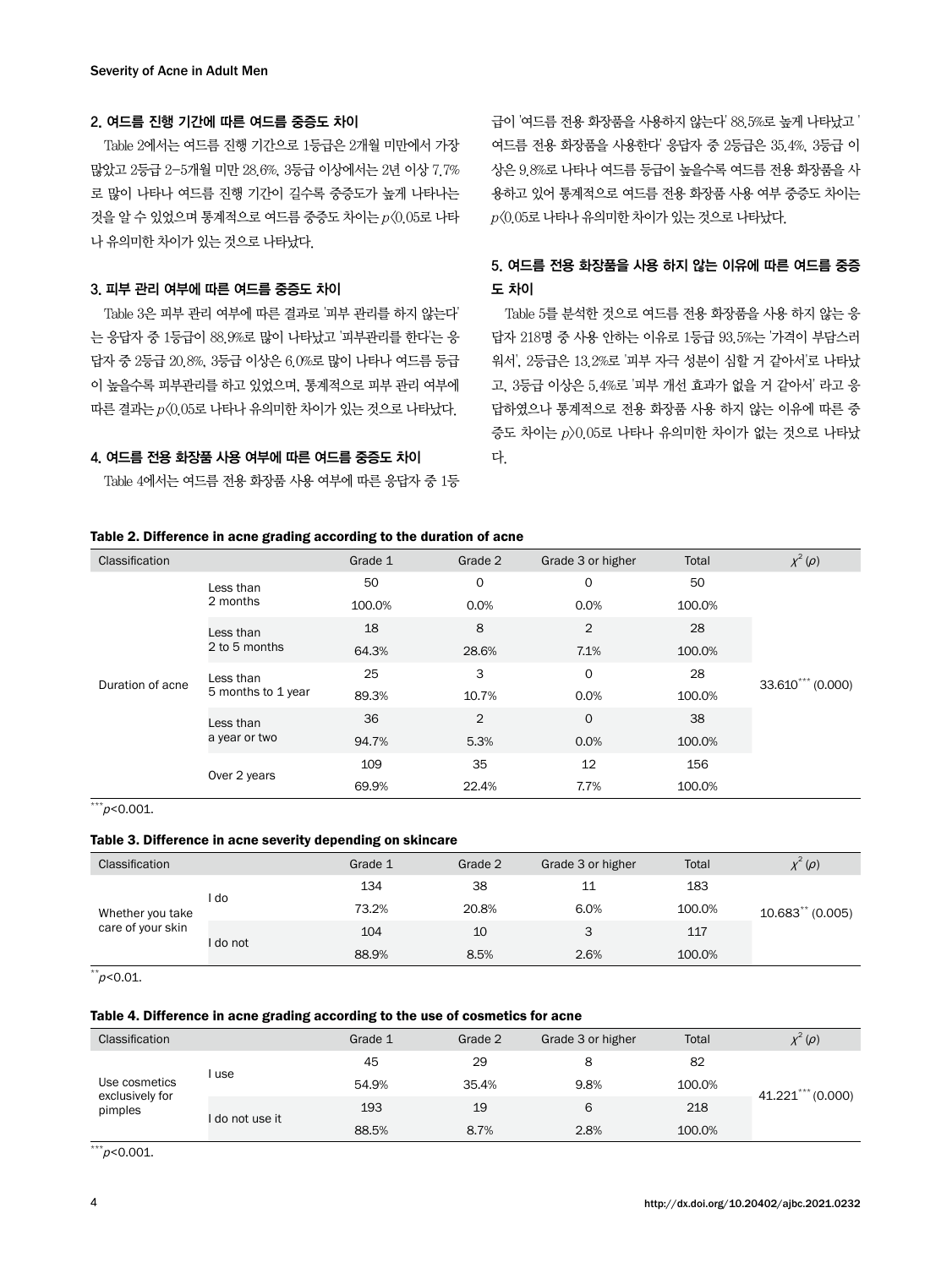## 2. 여드름 진행 기간에 따른 여드름 중증도 차이

Table 2에서는 여드름 진행 기간으로 1등급은 2개월 미만에서 가장 많았고 2등급 2–5개월 미만 28.6%, 3등급 이상에서는 2년 이상 7.7%로 많이 나타나 여드름 진행 기간이 길수록 중증도가 높게 나타나는 것을 알 수 있었으며 통계적으로 여드름 중증도 차이는 $p<0.05$로 나타나 유의미한 차이가 있는 것으로 나타났다.

## 3. 피부 관리 여부에 따른 여드름 중증도 차이

Table 3은 피부 관리 여부에 따른 결과로 '피부 관리를 하지 않는다'는 응답자 중 1등급이 88.9%로 많이 나타났고 '피부관리를 한다'는 응답자 중 2등급 20.8%, 3등급 이상은 6.0%로 많이 나타나 여드름 등급이 높을수록 피부관리를 하고 있었으며, 통계적으로 피부 관리 여부에 따른 결과는 $p<0.05$로 나타나 유의미한 차이가 있는 것으로 나타났다.

## 4. 여드름 전용 화장품 사용 여부에 따른 여드름 중증도 차이

Table 4에서는 여드름 전용 화장품 사용 여부에 따른 응답자 중 1등급이 '여드름 전용 화장품을 사용하지 않는다' 88.5%로 높게 나타났고 '여드름 전용 화장품을 사용한다' 응답자 중 2등급은 35.4%, 3등급 이상은 9.8%로 나타나 여드름 등급이 높을수록 여드름 전용 화장품을 사용하고 있어 통계적으로 여드름 전용 화장품 사용 여부 중증도 차이는 $p<0.05$로 나타나 유의미한 차이가 있는 것으로 나타났다.

## 5. 여드름 전용 화장품을 사용 하지 않는 이유에 따른 여드름 중증도 차이

Table 5를 분석한 것으로 여드름 전용 화장품을 사용 하지 않는 응답자 218명 중 사용 안하는 이유로 1등급 93.5%는 '가격이 부담스러워서', 2등급은 13.2%로 '피부 자극 성분이 심할 거 같아서'로 나타났고, 3등급 이상은 5.4%로 '피부 개선 효과가 없을 거 같아서' 라고 응답하였으나 통계적으로 전용 화장품 사용 하지 않는 이유에 따른 중증도 차이는 $p>0.05$로 나타나 유의미한 차이가 없는 것으로 나타났다.

**Table 2. Difference in acne grading according to the duration of acne**

| Classification | | | Grade 1 | Grade 2 | Grade 3 or higher | Total | $\chi^2$ ($p$) |
|---|---|---|---|---|---|---|---|
| Duration of acne | Less than 2 months | | 50 | 0 | 0 | 50 | 33.610*** (0.000) |
| | | | 100.0% | 0.0% | 0.0% | 100.0% | |
| | Less than 2 to 5 months | | 18 | 8 | 2 | 28 | |
| | | | 64.3% | 28.6% | 7.1% | 100.0% | |
| | Less than 5 months to 1 year | | 25 | 3 | 0 | 28 | |
| | | | 89.3% | 10.7% | 0.0% | 100.0% | |
| | Less than a year or two | | 36 | 2 | 0 | 38 | |
| | | | 94.7% | 5.3% | 0.0% | 100.0% | |
| | Over 2 years | | 109 | 35 | 12 | 156 | |
| | | | 69.9% | 22.4% | 7.7% | 100.0% | |

***$p<0.001$.

**Table 3. Difference in acne severity depending on skincare**

| Classification | | Grade 1 | Grade 2 | Grade 3 or higher | Total | $\chi^2$ ($p$) |
|---|---|---|---|---|---|---|
| Whether you take care of your skin | I do | 134 | 38 | 11 | 183 | 10.683** (0.005) |
| | | 73.2% | 20.8% | 6.0% | 100.0% | |
| | I do not | 104 | 10 | 3 | 117 | |
| | | 88.9% | 8.5% | 2.6% | 100.0% | |

**$p<0.01$.

**Table 4. Difference in acne grading according to the use of cosmetics for acne**

| Classification | | Grade 1 | Grade 2 | Grade 3 or higher | Total | $\chi^2$ ($p$) |
|---|---|---|---|---|---|---|
| Use cosmetics exclusively for pimples | I use | 45 | 29 | 8 | 82 | 41.221*** (0.000) |
| | | 54.9% | 35.4% | 9.8% | 100.0% | |
| | I do not use it | 193 | 19 | 6 | 218 | |
| | | 88.5% | 8.7% | 2.8% | 100.0% | |

***$p<0.001$.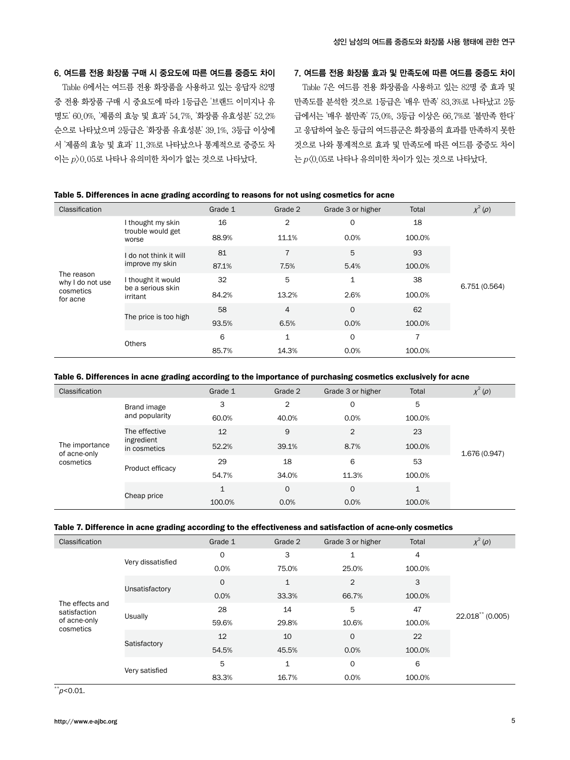## 6. 여드름 전용 화장품 구매 시 중요도에 따른 여드름 중증도 차이

Table 6에서는 여드름 전용 화장품을 사용하고 있는 응답자 82명 중 전용 화장품 구매 시 중요도에 따라 1등급은 '브랜드 이미지나 유명도' 60.0%, '제품의 효능 및 효과' 54.7%, '화장품 유효성분' 52.2% 순으로 나타났으며 2등급은 '화장품 유효성분' 39.1%, 3등급 이상에서 '제품의 효능 및 효과' 11.3%로 나타났으나 통계적으로 중증도 차이는 $p>0.05$로 나타나 유의미한 차이가 없는 것으로 나타났다.

## 7. 여드름 전용 화장품 효과 및 만족도에 따른 여드름 중증도 차이

Table 7은 여드름 전용 화장품을 사용하고 있는 82명 중 효과 및 만족도를 분석한 것으로 1등급은 '매우 만족' 83.3%로 나타났고 2등급에서는 '매우 불만족' 75.0%, 3등급 이상은 66.7%로 '불만족 한다'고 응답하여 높은 등급의 여드름군은 화장품의 효과를 만족하지 못한 것으로 나와 통계적으로 효과 및 만족도에 따른 여드름 중증도 차이는 $p<0.05$로 나타나 유의미한 차이가 있는 것으로 나타났다.

**Table 5. Differences in acne grading according to reasons for not using cosmetics for acne**

| Classification | | Grade 1 | Grade 2 | Grade 3 or higher | Total | $\chi^2$ ($p$) |
|---|---|---|---|---|---|---|
| The reason why I do not use cosmetics for acne | I thought my skin trouble would get worse | 16 | 2 | 0 | 18 | 6.751 (0.564) |
| | | 88.9% | 11.1% | 0.0% | 100.0% | |
| | I do not think it will improve my skin | 81 | 7 | 5 | 93 | |
| | | 87.1% | 7.5% | 5.4% | 100.0% | |
| | I thought it would be a serious skin irritant | 32 | 5 | 1 | 38 | |
| | | 84.2% | 13.2% | 2.6% | 100.0% | |
| | The price is too high | 58 | 4 | 0 | 62 | |
| | | 93.5% | 6.5% | 0.0% | 100.0% | |
| | Others | 6 | 1 | 0 | 7 | |
| | | 85.7% | 14.3% | 0.0% | 100.0% | |

**Table 6. Differences in acne grading according to the importance of purchasing cosmetics exclusively for acne**

| Classification | | Grade 1 | Grade 2 | Grade 3 or higher | Total | $\chi^2$ ($p$) |
|---|---|---|---|---|---|---|
| The importance of acne-only cosmetics | Brand image and popularity | 3 | 2 | 0 | 5 | 1.676 (0.947) |
| | | 60.0% | 40.0% | 0.0% | 100.0% | |
| | The effective ingredient in cosmetics | 12 | 9 | 2 | 23 | |
| | | 52.2% | 39.1% | 8.7% | 100.0% | |
| | Product efficacy | 29 | 18 | 6 | 53 | |
| | | 54.7% | 34.0% | 11.3% | 100.0% | |
| | Cheap price | 1 | 0 | 0 | 1 | |
| | | 100.0% | 0.0% | 0.0% | 100.0% | |

**Table 7. Difference in acne grading according to the effectiveness and satisfaction of acne-only cosmetics**

| Classification | | Grade 1 | Grade 2 | Grade 3 or higher | Total | $\chi^2$ ($p$) |
|---|---|---|---|---|---|---|
| The effects and satisfaction of acne-only cosmetics | Very dissatisfied | 0 | 3 | 1 | 4 | 22.018** (0.005) |
| | | 0.0% | 75.0% | 25.0% | 100.0% | |
| | Unsatisfactory | 0 | 1 | 2 | 3 | |
| | | 0.0% | 33.3% | 66.7% | 100.0% | |
| | Usually | 28 | 14 | 5 | 47 | |
| | | 59.6% | 29.8% | 10.6% | 100.0% | |
| | Satisfactory | 12 | 10 | 0 | 22 | |
| | | 54.5% | 45.5% | 0.0% | 100.0% | |
| | Very satisfied | 5 | 1 | 0 | 6 | |
| | | 83.3% | 16.7% | 0.0% | 100.0% | |

**$p<0.01$.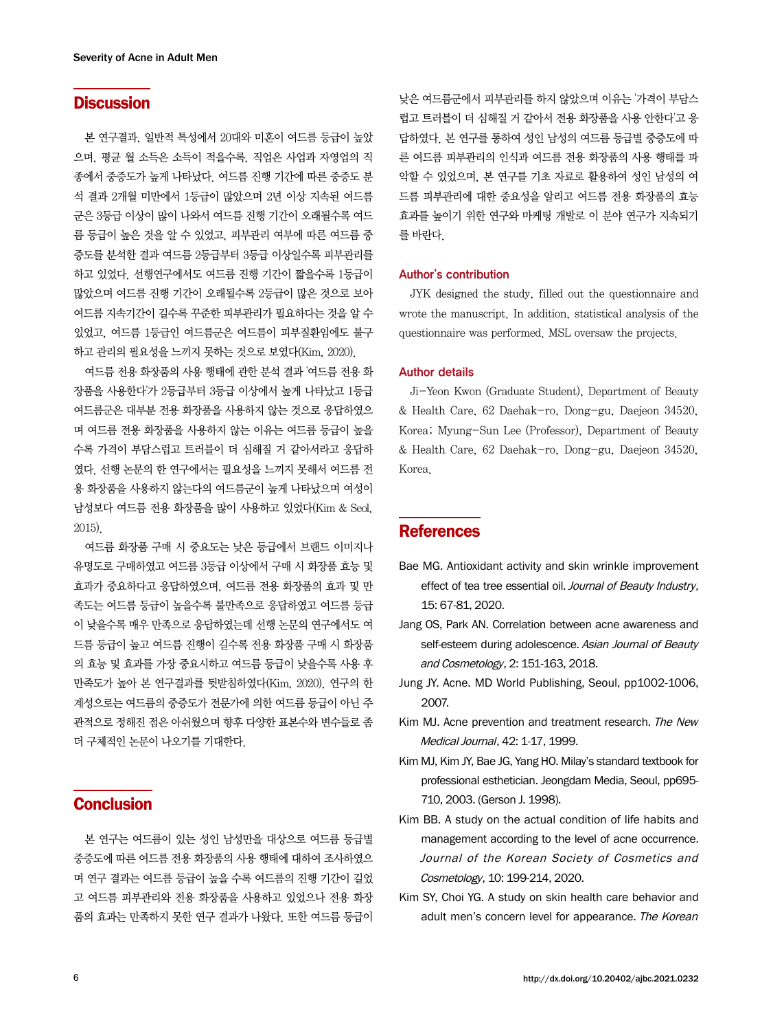## Discussion

본 연구결과, 일반적 특성에서 20대와 미혼이 여드름 등급이 높았으며, 평균 월 소득은 소득이 적을수록, 직업은 사업과 자영업의 직종에서 중증도가 높게 나타났다. 여드름 진행 기간에 따른 중증도 분석 결과 2개월 미만에서 1등급이 많았으며 2년 이상 지속된 여드름군은 3등급 이상이 많이 나와서 여드름 진행 기간이 오래될수록 여드름 등급이 높은 것을 알 수 있었고, 피부관리 여부에 따른 여드름 중증도를 분석한 결과 여드름 2등급부터 3등급 이상일수록 피부관리를 하고 있었다. 선행연구에서도 여드름 진행 기간이 짧을수록 1등급이 많았으며 여드름 진행 기간이 오래될수록 2등급이 많은 것으로 보아 여드름 지속기간이 길수록 꾸준한 피부관리가 필요하다는 것을 알 수 있었고, 여드름 1등급인 여드름군은 여드름이 피부질환임에도 불구하고 관리의 필요성을 느끼지 못하는 것으로 보였다(Kim, 2020).

여드름 전용 화장품의 사용 행태에 관한 분석 결과 '여드름 전용 화장품을 사용한다'가 2등급부터 3등급 이상에서 높게 나타났고 1등급 여드름군은 대부분 전용 화장품을 사용하지 않는 것으로 응답하였으며 여드름 전용 화장품을 사용하지 않는 이유는 여드름 등급이 높을수록 가격이 부담스럽고 트러블이 더 심해질 거 같아서라고 응답하였다. 선행 논문의 한 연구에서는 필요성을 느끼지 못해서 여드름 전용 화장품을 사용하지 않는다의 여드름군이 높게 나타났으며 여성이 남성보다 여드름 전용 화장품을 많이 사용하고 있었다(Kim & Seol, 2015).

여드름 화장품 구매 시 중요도는 낮은 등급에서 브랜드 이미지나 유명도로 구매하였고 여드름 3등급 이상에서 구매 시 화장품 효능 및 효과가 중요하다고 응답하였으며, 여드름 전용 화장품의 효과 및 만족도는 여드름 등급이 높을수록 불만족으로 응답하였고 여드름 등급이 낮을수록 매우 만족으로 응답하였는데 선행 논문의 연구에서도 여드름 등급이 높고 여드름 진행이 길수록 전용 화장품 구매 시 화장품의 효능 및 효과를 가장 중요시하고 여드름 등급이 낮을수록 사용 후 만족도가 높아 본 연구결과를 뒷받침하였다(Kim, 2020). 연구의 한계성으로는 여드름의 중증도가 전문가에 의한 여드름 등급이 아닌 주관적으로 정해진 점은 아쉬웠으며 향후 다양한 표본수와 변수들로 좀 더 구체적인 논문이 나오기를 기대한다.

## Conclusion

본 연구는 여드름이 있는 성인 남성만을 대상으로 여드름 등급별 중증도에 따른 여드름 전용 화장품의 사용 행태에 대하여 조사하였으며 연구 결과는 여드름 등급이 높을 수록 여드름의 진행 기간이 길었고 여드름 피부관리와 전용 화장품을 사용하고 있었으나 전용 화장품의 효과는 만족하지 못한 연구 결과가 나왔다. 또한 여드름 등급이 낮은 여드름군에서 피부관리를 하지 않았으며 이유는 '가격이 부담스럽고 트러블이 더 심해질 거 같아서 전용 화장품을 사용 안한다'고 응답하였다. 본 연구를 통하여 성인 남성의 여드름 등급별 중증도에 따른 여드름 피부관리의 인식과 여드름 전용 화장품의 사용 행태를 파악할 수 있었으며, 본 연구를 기초 자료로 활용하여 성인 남성의 여드름 피부관리에 대한 중요성을 알리고 여드름 전용 화장품의 효능 효과를 높이기 위한 연구와 마케팅 개발로 이 분야 연구가 지속되기를 바란다.

### Author's contribution

JYK designed the study, filled out the questionnaire and wrote the manuscript. In addition, statistical analysis of the questionnaire was performed. MSL oversaw the projects.

### Author details

Ji-Yeon Kwon (Graduate Student), Department of Beauty & Health Care, 62 Daehak-ro, Dong-gu, Daejeon 34520, Korea; Myung-Sun Lee (Professor), Department of Beauty & Health Care, 62 Daehak-ro, Dong-gu, Daejeon 34520, Korea.

## References

Bae MG. Antioxidant activity and skin wrinkle improvement effect of tea tree essential oil. *Journal of Beauty Industry*, 15: 67-81, 2020.

Jang OS, Park AN. Correlation between acne awareness and self-esteem during adolescence. *Asian Journal of Beauty and Cosmetology*, 2: 151-163, 2018.

Jung JY. Acne. MD World Publishing, Seoul, pp1002-1006, 2007.

Kim MJ. Acne prevention and treatment research. *The New Medical Journal*, 42: 1-17, 1999.

Kim MJ, Kim JY, Bae JG, Yang HO. Milay's standard textbook for professional esthetician. Jeongdam Media, Seoul, pp695-710, 2003. (Gerson J. 1998).

Kim BB. A study on the actual condition of life habits and management according to the level of acne occurrence. *Journal of the Korean Society of Cosmetics and Cosmetology*, 10: 199-214, 2020.

Kim SY, Choi YG. A study on skin health care behavior and adult men's concern level for appearance. *The Korean*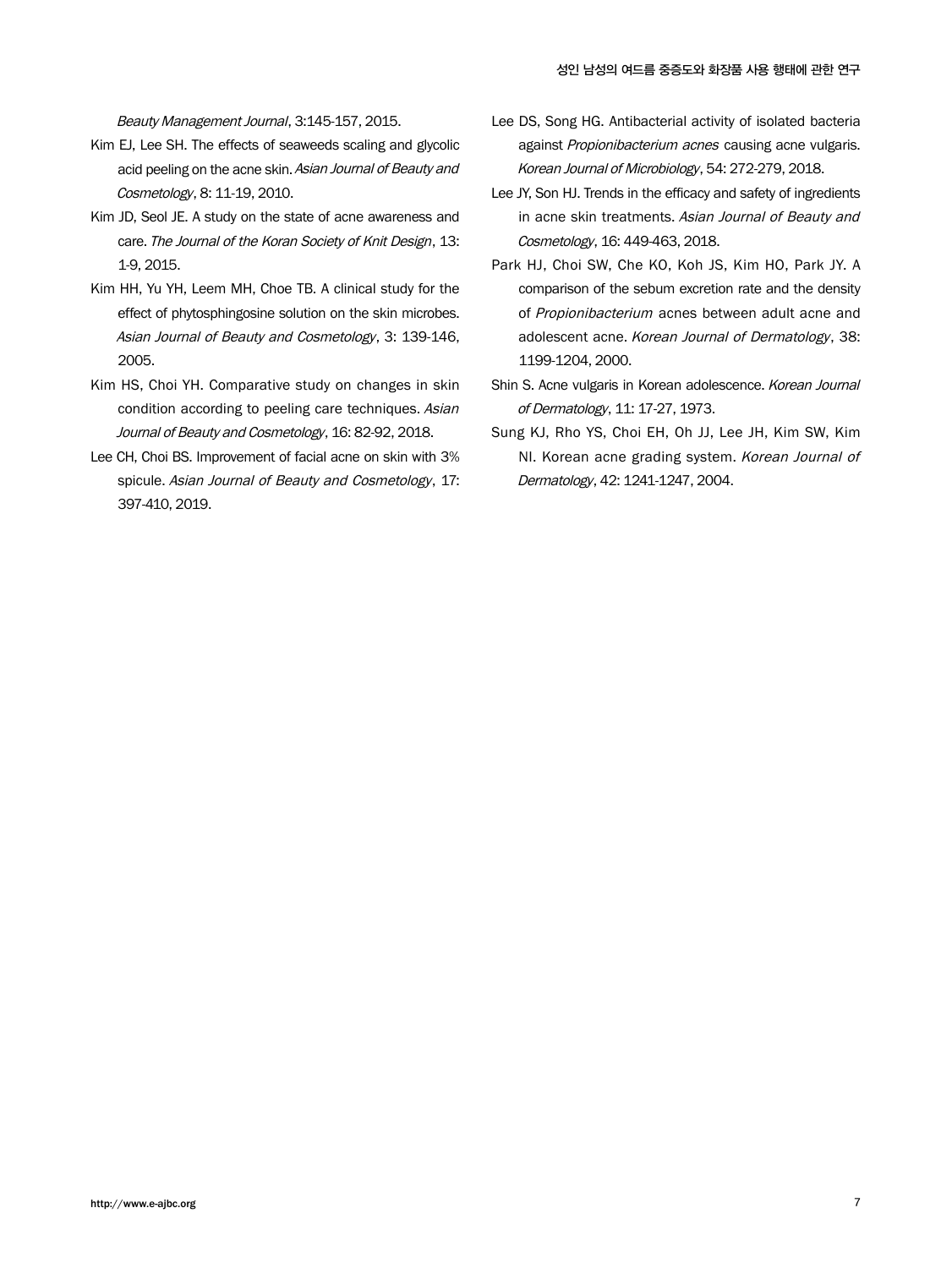*Beauty Management Journal*, 3:145-157, 2015.

Kim EJ, Lee SH. The effects of seaweeds scaling and glycolic acid peeling on the acne skin. *Asian Journal of Beauty and Cosmetology*, 8: 11-19, 2010.

Kim JD, Seol JE. A study on the state of acne awareness and care. *The Journal of the Koran Society of Knit Design*, 13: 1-9, 2015.

Kim HH, Yu YH, Leem MH, Choe TB. A clinical study for the effect of phytosphingosine solution on the skin microbes. *Asian Journal of Beauty and Cosmetology*, 3: 139-146, 2005.

Kim HS, Choi YH. Comparative study on changes in skin condition according to peeling care techniques. *Asian Journal of Beauty and Cosmetology*, 16: 82-92, 2018.

Lee CH, Choi BS. Improvement of facial acne on skin with 3% spicule. *Asian Journal of Beauty and Cosmetology*, 17: 397-410, 2019.

Lee DS, Song HG. Antibacterial activity of isolated bacteria against *Propionibacterium acnes* causing acne vulgaris. *Korean Journal of Microbiology*, 54: 272-279, 2018.

Lee JY, Son HJ. Trends in the efficacy and safety of ingredients in acne skin treatments. *Asian Journal of Beauty and Cosmetology*, 16: 449-463, 2018.

Park HJ, Choi SW, Che KO, Koh JS, Kim HO, Park JY. A comparison of the sebum excretion rate and the density of *Propionibacterium* acnes between adult acne and adolescent acne. *Korean Journal of Dermatology*, 38: 1199-1204, 2000.

Shin S. Acne vulgaris in Korean adolescence. *Korean Journal of Dermatology*, 11: 17-27, 1973.

Sung KJ, Rho YS, Choi EH, Oh JJ, Lee JH, Kim SW, Kim NI. Korean acne grading system. *Korean Journal of Dermatology*, 42: 1241-1247, 2004.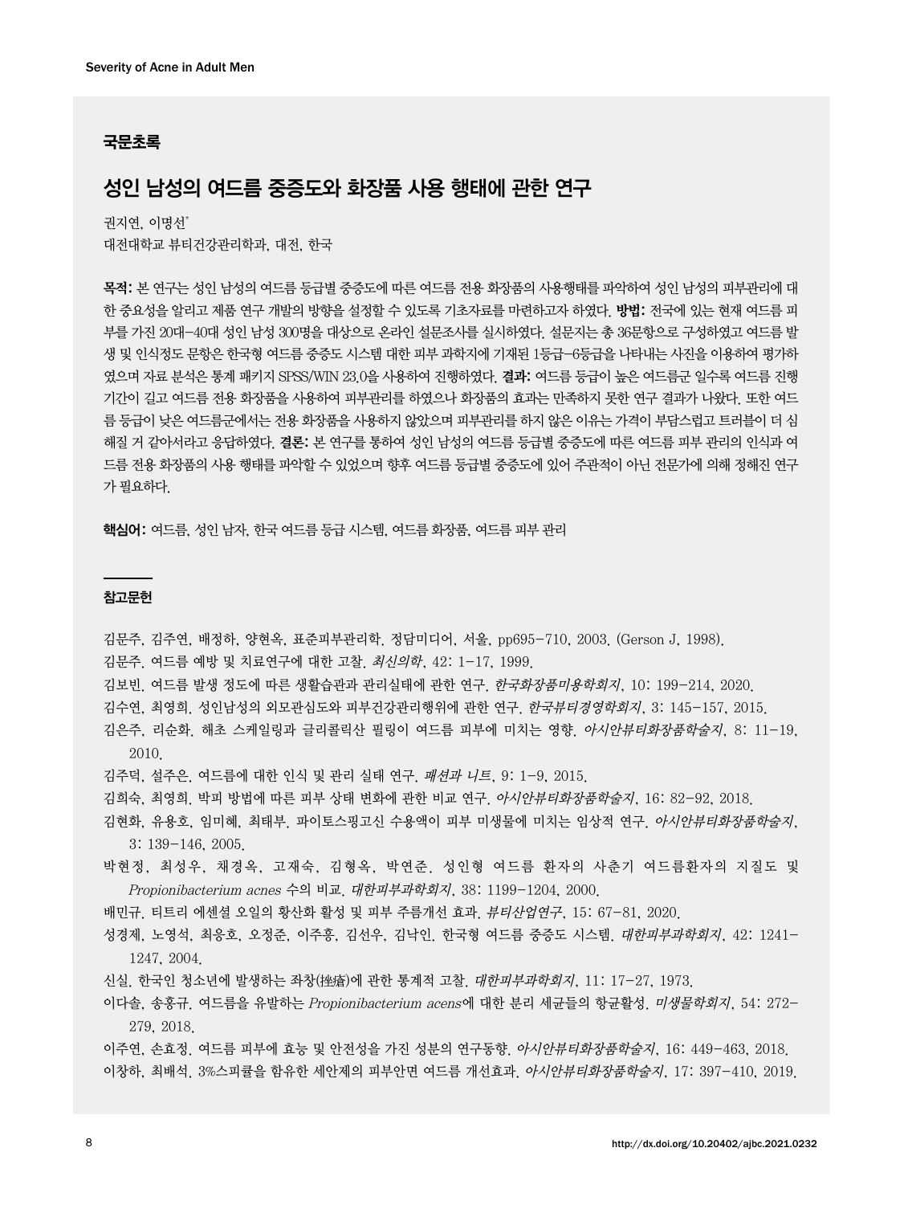## 국문초록

# 성인 남성의 여드름 중증도와 화장품 사용 행태에 관한 연구

권지연, 이명선*

대전대학교 뷰티건강관리학과, 대전, 한국

**목적:** 본 연구는 성인 남성의 여드름 등급별 중증도에 따른 여드름 전용 화장품의 사용행태를 파악하여 성인 남성의 피부관리에 대한 중요성을 알리고 제품 연구 개발의 방향을 설정할 수 있도록 기초자료를 마련하고자 하였다. **방법:** 전국에 있는 현재 여드름 피부를 가진 20대-40대 성인 남성 300명을 대상으로 온라인 설문조사를 실시하였다. 설문지는 총 36문항으로 구성하였고 여드름 발생 및 인식정도 문항은 한국형 여드름 중증도 시스템 대한 피부 과학지에 기재된 1등급-6등급을 나타내는 사진을 이용하여 평가하였으며 자료 분석은 통계 패키지 SPSS/WIN 23.0을 사용하여 진행하였다. **결과:** 여드름 등급이 높은 여드름군 일수록 여드름 진행 기간이 길고 여드름 전용 화장품을 사용하여 피부관리를 하였으나 화장품의 효과는 만족하지 못한 연구 결과가 나왔다. 또한 여드름 등급이 낮은 여드름군에서는 전용 화장품을 사용하지 않았으며 피부관리를 하지 않은 이유는 가격이 부담스럽고 트러블이 더 심해질 거 같아서라고 응답하였다. **결론:** 본 연구를 통하여 성인 남성의 여드름 등급별 중증도에 따른 여드름 피부 관리의 인식과 여드름 전용 화장품의 사용 행태를 파악할 수 있었으며 향후 여드름 등급별 중증도에 있어 주관적이 아닌 전문가에 의해 정해진 연구가 필요하다.

**핵심어:** 여드름, 성인 남자, 한국 여드름 등급 시스템, 여드름 화장품, 여드름 피부 관리

## 참고문헌

김문주, 김주연, 배정하, 양현옥, 표준피부관리학. 정담미디어, 서울, pp695-710, 2003. (Gerson J, 1998).

김문주. 여드름 예방 및 치료연구에 대한 고찰. *최신의학*, 42: 1-17, 1999.

김보빈. 여드름 발생 정도에 따른 생활습관과 관리실태에 관한 연구. *한국화장품미용학회지*, 10: 199-214, 2020.

김수연, 최영희. 성인남성의 외모관심도와 피부건강관리행위에 관한 연구. *한국뷰티경영학회지*, 3: 145-157, 2015.

김은주, 리순화. 해초 스케일링과 글리콜릭산 필링이 여드름 피부에 미치는 영향. *아시안뷰티화장품학술지*, 8: 11-19, 2010.

김주덕, 설주은. 여드름에 대한 인식 및 관리 실태 연구. *패션과 니트*, 9: 1-9, 2015.

김희숙, 최영희. 박피 방법에 따른 피부 상태 변화에 관한 비교 연구. *아시안뷰티화장품학술지*, 16: 82-92, 2018.

김현화, 유용호, 임미혜, 최태부. 파이토스핑고신 수용액이 피부 미생물에 미치는 임상적 연구. *아시안뷰티화장품학술지*, 3: 139-146, 2005.

박현정, 최성우, 채경옥, 고재숙, 김형옥, 박연준. 성인형 여드름 환자의 사춘기 여드름환자의 지질도 및 *Propionibacterium acnes* 수의 비교. *대한피부과학회지*, 38: 1199-1204, 2000.

배민규. 티트리 에센셜 오일의 항산화 활성 및 피부 주름개선 효과. *뷰티산업연구*, 15: 67-81, 2020.

성경제, 노영석, 최응호, 오정준, 이주흥, 김선우, 김낙인. 한국형 여드름 중증도 시스템. *대한피부과학회지*, 42: 1241-1247, 2004.

신실. 한국인 청소년에 발생하는 좌창(挫瘡)에 관한 통계적 고찰. *대한피부과학회지*, 11: 17-27, 1973.

이다솔, 송홍규. 여드름을 유발하는 *Propionibacterium acens*에 대한 분리 세균들의 항균활성. *미생물학회지*, 54: 272-279, 2018.

이주연, 손효정. 여드름 피부에 효능 및 안전성을 가진 성분의 연구동향. *아시안뷰티화장품학술지*, 16: 449-463, 2018.

이창하, 최배석. 3%스피큘을 함유한 세안제의 피부안면 여드름 개선효과. *아시안뷰티화장품학술지*, 17: 397-410, 2019.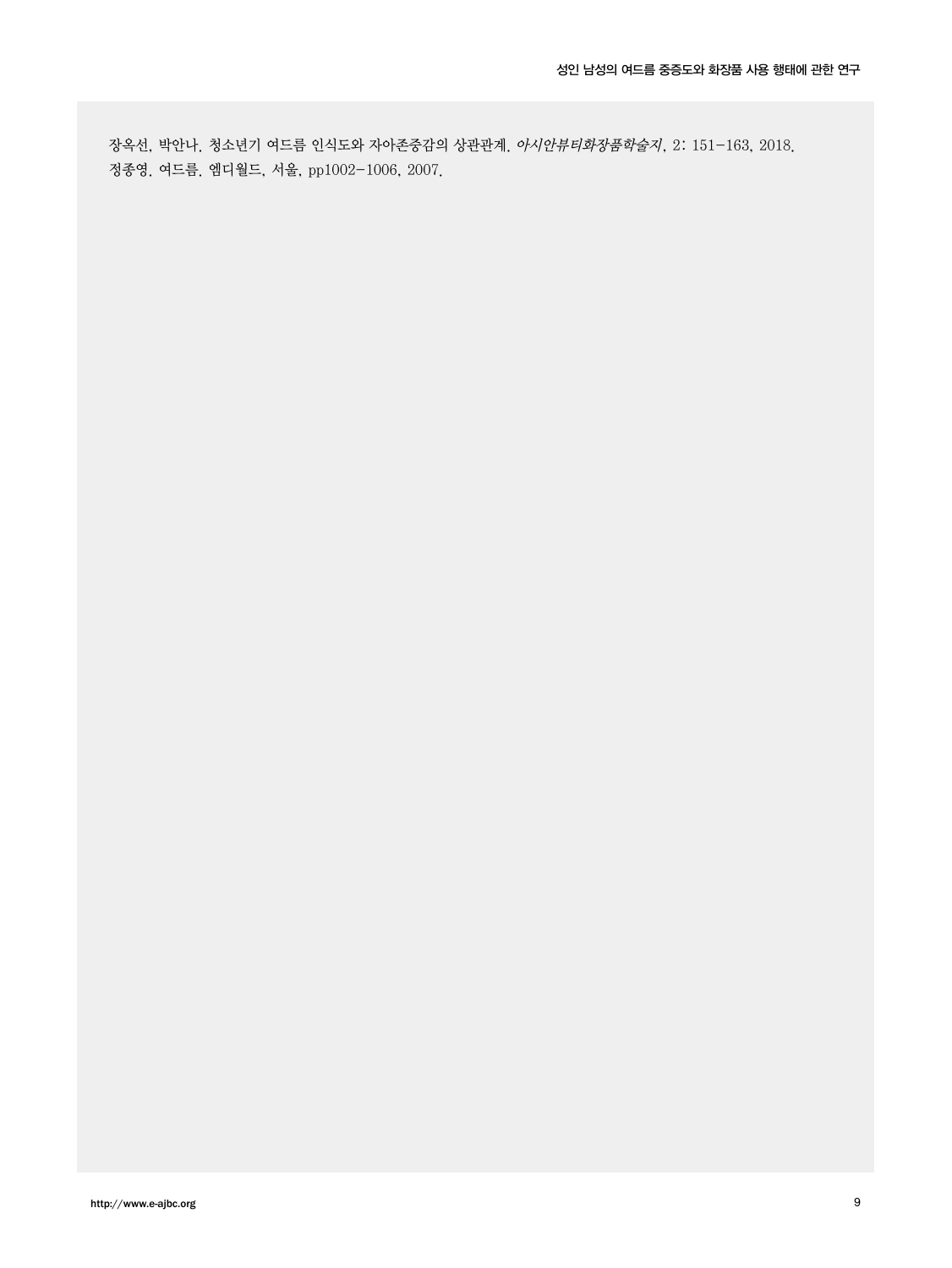장옥선, 박안나. 청소년기 여드름 인식도와 자아존중감의 상관관계. *아시안뷰티화장품학술지*, 2: 151-163, 2018.

정종영. 여드름. 엠디월드, 서울, pp1002-1006, 2007.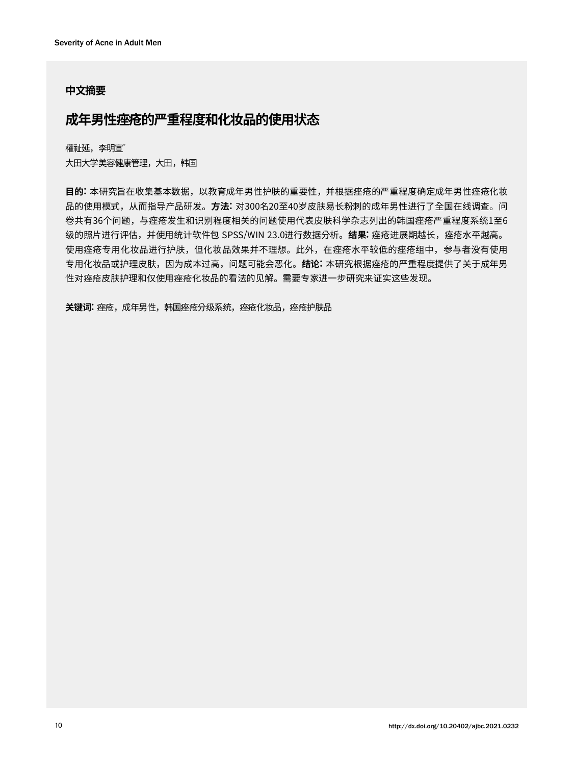## 中文摘要

# 成年男性痤疮的严重程度和化妆品的使用状态

權祉延，李明宣*

大田大学美容健康管理，大田，韩国

**目的:** 本研究旨在收集基本数据，以教育成年男性护肤的重要性，并根据痤疮的严重程度确定成年男性痤疮化妆品的使用模式，从而指导产品研发。**方法:** 对300名20至40岁皮肤易长粉刺的成年男性进行了全国在线调查。问卷共有36个问题，与痤疮发生和识别程度相关的问题使用代表皮肤科学杂志列出的韩国痤疮严重程度系统1至6级的照片进行评估，并使用统计软件包 SPSS/WIN 23.0进行数据分析。**结果:** 痤疮进展期越长，痤疮水平越高。使用痤疮专用化妆品进行护肤，但化妆品效果并不理想。此外，在痤疮水平较低的痤疮组中，参与者没有使用专用化妆品或护理皮肤，因为成本过高，问题可能会恶化。**结论:** 本研究根据痤疮的严重程度提供了关于成年男性对痤疮皮肤护理和仅使用痤疮化妆品的看法的见解。需要专家进一步研究来证实这些发现。

**关键词:** 痤疮，成年男性，韩国痤疮分级系统，痤疮化妆品，痤疮护肤品